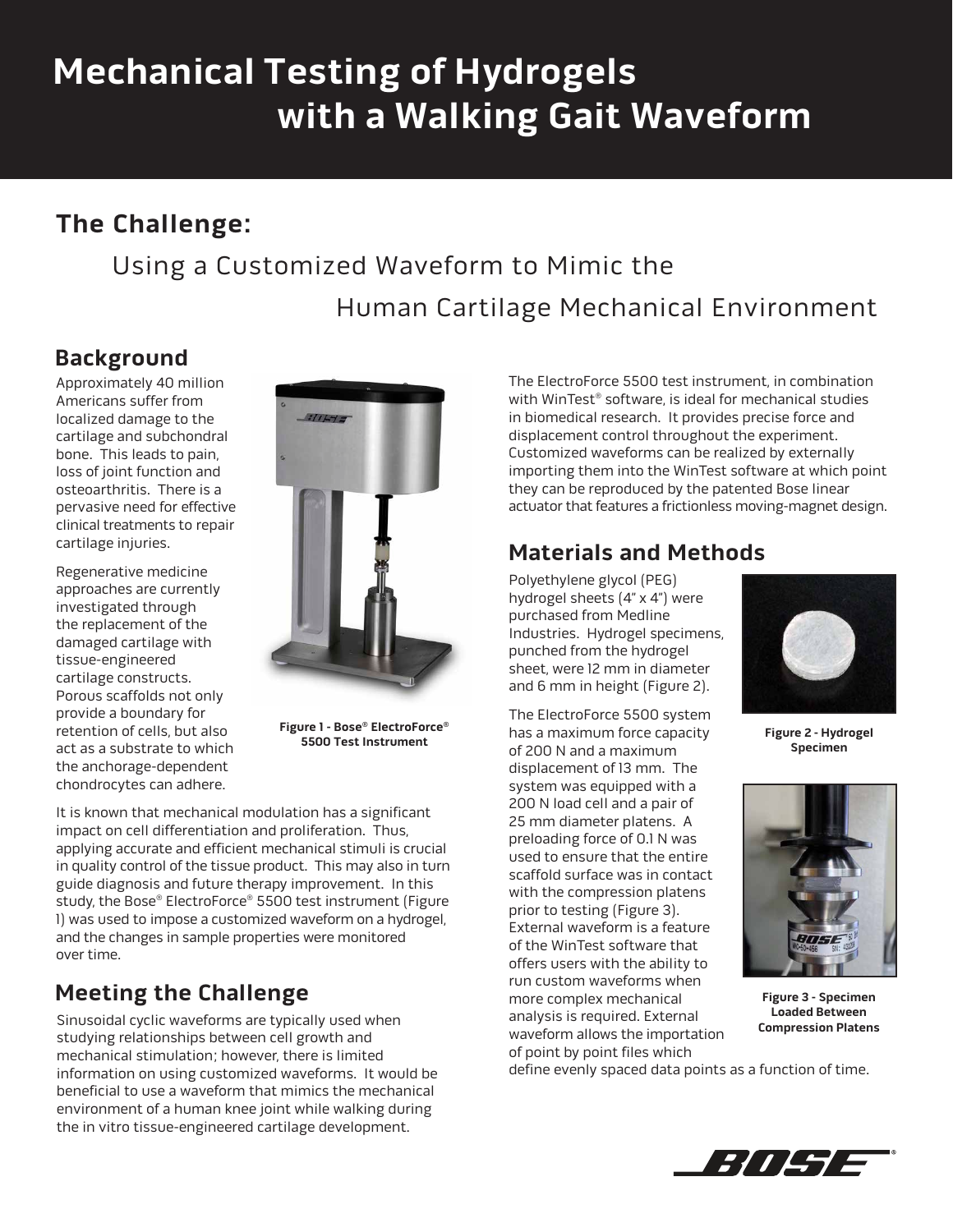# Mechanical Testing of Hydrogels with a Walking Gait Waveform

## The Challenge:

### Using a Customized Waveform to Mimic the Human Cartilage Mechanical Environment

## Background

Approximately 40 million Americans suffer from localized damage to the cartilage and subchondral bone. This leads to pain, loss of joint function and osteoarthritis. There is a pervasive need for effective clinical treatments to repair cartilage injuries.

Regenerative medicine approaches are currently investigated through the replacement of the damaged cartilage with tissue-engineered cartilage constructs. Porous scaffolds not only provide a boundary for retention of cells, but also act as a substrate to which the anchorage-dependent chondrocytes can adhere.

**Figure 1 - Bose® ElectroForce® 5500 Test Instrument**

It is known that mechanical modulation has a significant impact on cell differentiation and proliferation. Thus, applying accurate and efficient mechanical stimuli is crucial in quality control of the tissue product. This may also in turn guide diagnosis and future therapy improvement. In this study, the Bose® ElectroForce® 5500 test instrument (Figure 1) was used to impose a customized waveform on a hydrogel, and the changes in sample properties were monitored over time.

## Meeting the Challenge

Sinusoidal cyclic waveforms are typically used when studying relationships between cell growth and mechanical stimulation; however, there is limited information on using customized waveforms. It would be beneficial to use a waveform that mimics the mechanical environment of a human knee joint while walking during the in vitro tissue-engineered cartilage development.

The ElectroForce 5500 test instrument, in combination with WinTest® software, is ideal for mechanical studies in biomedical research. It provides precise force and displacement control throughout the experiment. Customized waveforms can be realized by externally importing them into the WinTest software at which point they can be reproduced by the patented Bose linear actuator that features a frictionless moving-magnet design.

## Materials and Methods

Polyethylene glycol (PEG) hydrogel sheets (4" x 4") were purchased from Medline Industries. Hydrogel specimens, punched from the hydrogel sheet, were 12 mm in diameter and 6 mm in height (Figure 2).

**Figure 2 - Hydrogel Specimen**

The ElectroForce 5500 system has a maximum force capacity of 200 N and a maximum displacement of 13 mm. The system was equipped with a 200 N load cell and a pair of 25 mm diameter platens. A preloading force of 0.1 N was used to ensure that the entire scaffold surface was in contact with the compression platens prior to testing (Figure 3). External waveform is a feature of the WinTest software that offers users with the ability to run custom waveforms when more complex mechanical analysis is required. External waveform allows the importation of point by point files which define evenly spaced data points as a function of time.

**Figure 3 - Specimen Loaded Between Compression Platens**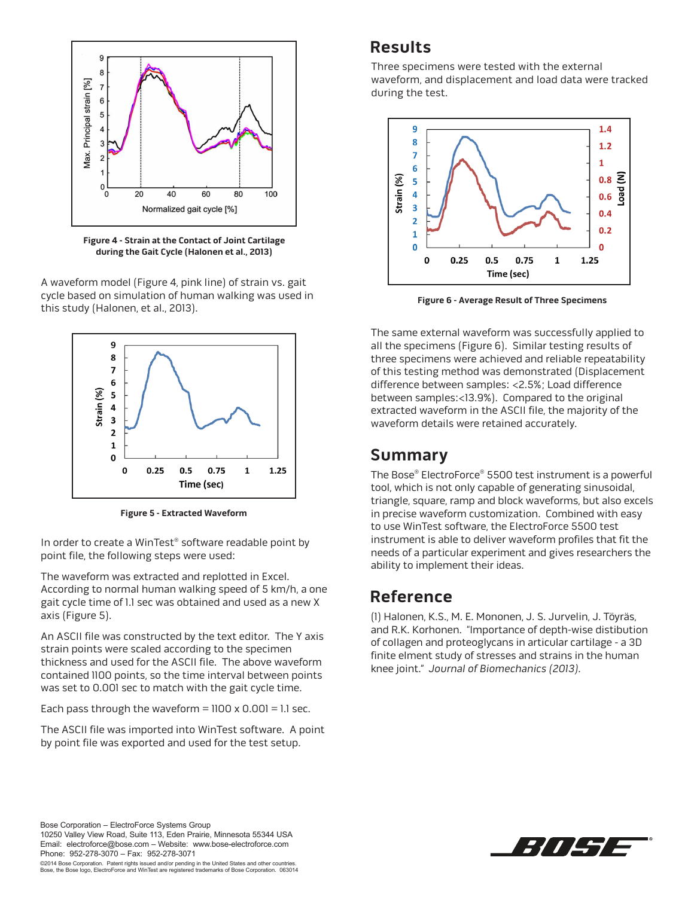Max. Principal strain [%]

9
8
7
6
5
4
3
2
1
0

0 20 40 60 80 100

Normalized gait cycle [%]

**Figure 4 - Strain at the Contact of Joint Cartilage during the Gait Cycle (Halonen et al., 2013)**

A waveform model (Figure 4, pink line) of strain vs. gait cycle based on simulation of human walking was used in this study (Halonen, et al., 2013).

Strain (%)

9
8
7
6
5
4
3
2
1
0

0 0.25 0.5 0.75 1 1.25

Time (sec)

**Figure 5 - Extracted Waveform**

In order to create a WinTest® software readable point by point file, the following steps were used:

The waveform was extracted and replotted in Excel. According to normal human walking speed of 5 km/h, a one gait cycle time of 1.1 sec was obtained and used as a new X axis (Figure 5).

An ASCII file was constructed by the text editor. The Y axis strain points were scaled according to the specimen thickness and used for the ASCII file. The above waveform contained 1100 points, so the time interval between points was set to 0.001 sec to match with the gait cycle time.

Each pass through the waveform = 1100 x 0.001 = 1.1 sec.

The ASCII file was imported into WinTest software. A point by point file was exported and used for the test setup.

## Results

Three specimens were tested with the external waveform, and displacement and load data were tracked during the test.

Strain (%)

9
8
7
6
5
4
3
2
1
0

Load (N)

1.4
1.2
1
0.8
0.6
0.4
0.2
0

0 0.25 0.5 0.75 1 1.25

Time (sec)

**Figure 6 - Average Result of Three Specimens**

The same external waveform was successfully applied to all the specimens (Figure 6). Similar testing results of three specimens were achieved and reliable repeatability of this testing method was demonstrated (Displacement difference between samples: <2.5%; Load difference between samples:<13.9%). Compared to the original extracted waveform in the ASCII file, the majority of the waveform details were retained accurately.

## Summary

The Bose® ElectroForce® 5500 test instrument is a powerful tool, which is not only capable of generating sinusoidal, triangle, square, ramp and block waveforms, but also excels in precise waveform customization. Combined with easy to use WinTest software, the ElectroForce 5500 test instrument is able to deliver waveform profiles that fit the needs of a particular experiment and gives researchers the ability to implement their ideas.

## Reference

(1) Halonen, K.S., M. E. Mononen, J. S. Jurvelin, J. Töyräs, and R.K. Korhonen. "Importance of depth-wise distibution of collagen and proteoglycans in articular cartilage - a 3D finite elment study of stresses and strains in the human knee joint." *Journal of Biomechanics (2013).*

Bose Corporation – ElectroForce Systems Group
10250 Valley View Road, Suite 113, Eden Prairie, Minnesota 55344 USA
Email: electroforce@bose.com – Website: www.bose-electroforce.com
Phone: 952-278-3070 – Fax: 952-278-3071

©2014 Bose Corporation. Patent rights issued and/or pending in the United States and other countries.
Bose, the Bose logo, ElectroForce and WinTest are registered trademarks of Bose Corporation. 063014